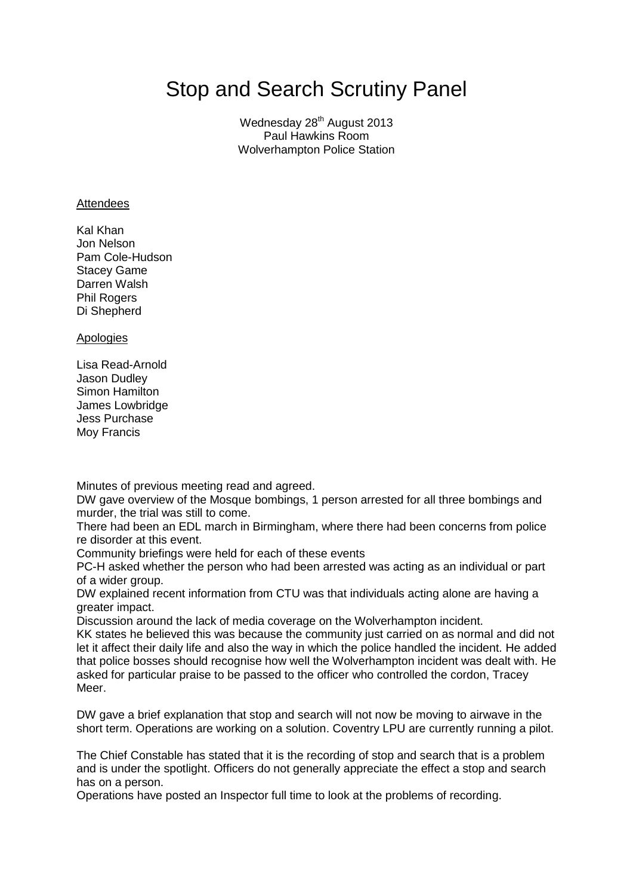# Stop and Search Scrutiny Panel

Wednesday 28th August 2013
Paul Hawkins Room
Wolverhampton Police Station

Attendees

Kal Khan
Jon Nelson
Pam Cole-Hudson
Stacey Game
Darren Walsh
Phil Rogers
Di Shepherd

Apologies

Lisa Read-Arnold
Jason Dudley
Simon Hamilton
James Lowbridge
Jess Purchase
Moy Francis

Minutes of previous meeting read and agreed.
DW gave overview of the Mosque bombings, 1 person arrested for all three bombings and murder, the trial was still to come.
There had been an EDL march in Birmingham, where there had been concerns from police re disorder at this event.
Community briefings were held for each of these events
PC-H asked whether the person who had been arrested was acting as an individual or part of a wider group.
DW explained recent information from CTU was that individuals acting alone are having a greater impact.
Discussion around the lack of media coverage on the Wolverhampton incident.
KK states he believed this was because the community just carried on as normal and did not let it affect their daily life and also the way in which the police handled the incident. He added that police bosses should recognise how well the Wolverhampton incident was dealt with. He asked for particular praise to be passed to the officer who controlled the cordon, Tracey Meer.

DW gave a brief explanation that stop and search will not now be moving to airwave in the short term. Operations are working on a solution. Coventry LPU are currently running a pilot.

The Chief Constable has stated that it is the recording of stop and search that is a problem and is under the spotlight. Officers do not generally appreciate the effect a stop and search has on a person.
Operations have posted an Inspector full time to look at the problems of recording.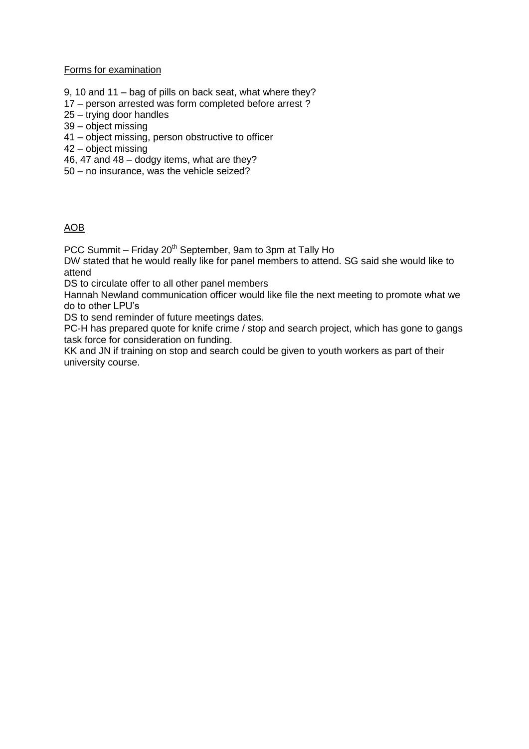Forms for examination

9, 10 and 11 – bag of pills on back seat, what where they?
17 – person arrested was form completed before arrest ?
25 – trying door handles
39 – object missing
41 – object missing, person obstructive to officer
42 – object missing
46, 47 and 48 – dodgy items, what are they?
50 – no insurance, was the vehicle seized?

AOB

PCC Summit – Friday 20th September, 9am to 3pm at Tally Ho

DW stated that he would really like for panel members to attend. SG said she would like to attend

DS to circulate offer to all other panel members

Hannah Newland communication officer would like file the next meeting to promote what we do to other LPU's

DS to send reminder of future meetings dates.

PC-H has prepared quote for knife crime / stop and search project, which has gone to gangs task force for consideration on funding.

KK and JN if training on stop and search could be given to youth workers as part of their university course.